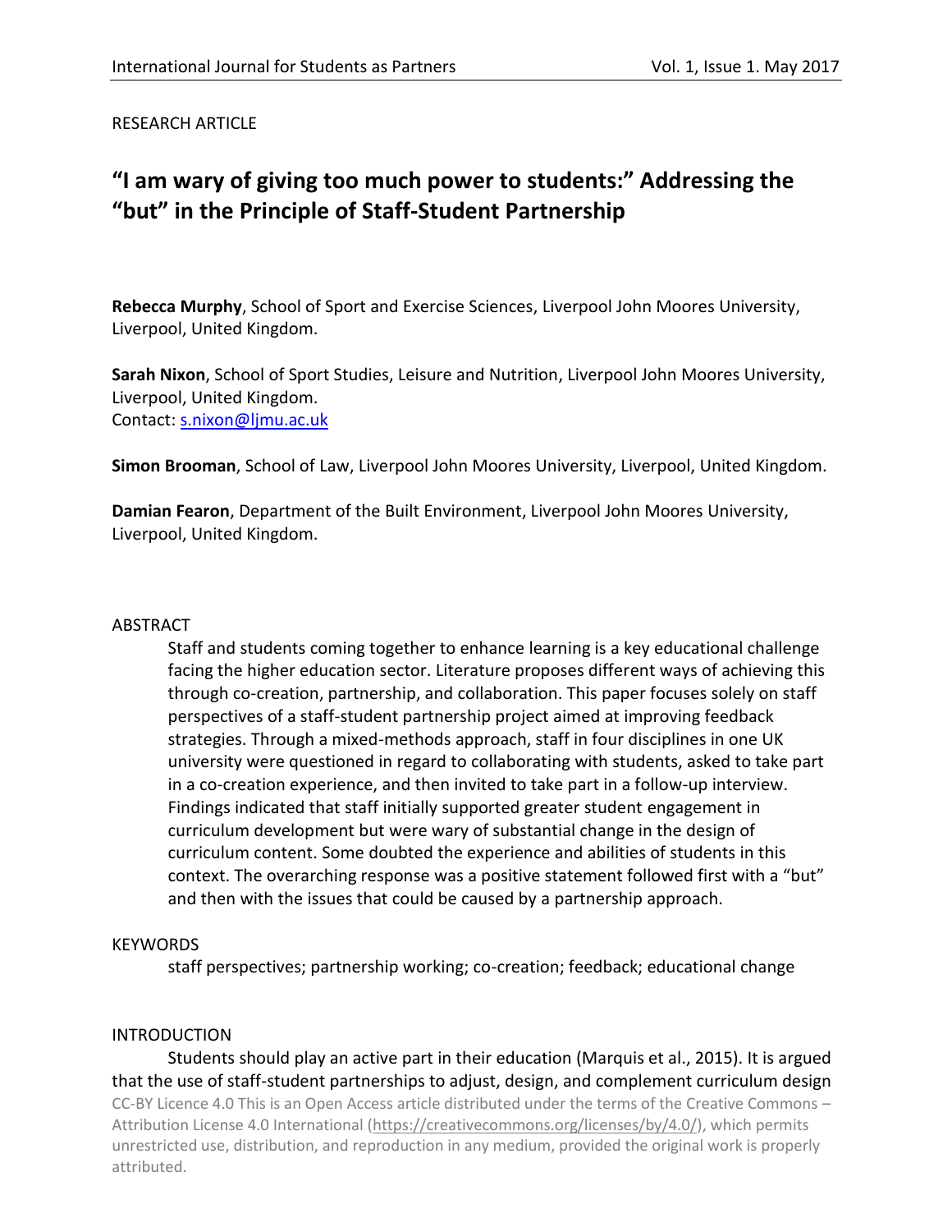RESEARCH ARTICLE

# "I am wary of giving too much power to students:" Addressing the "but" in the Principle of Staff-Student Partnership

**Rebecca Murphy**, School of Sport and Exercise Sciences, Liverpool John Moores University, Liverpool, United Kingdom.

**Sarah Nixon**, School of Sport Studies, Leisure and Nutrition, Liverpool John Moores University, Liverpool, United Kingdom.
Contact: s.nixon@ljmu.ac.uk

**Simon Brooman**, School of Law, Liverpool John Moores University, Liverpool, United Kingdom.

**Damian Fearon**, Department of the Built Environment, Liverpool John Moores University, Liverpool, United Kingdom.

## ABSTRACT

Staff and students coming together to enhance learning is a key educational challenge facing the higher education sector. Literature proposes different ways of achieving this through co-creation, partnership, and collaboration. This paper focuses solely on staff perspectives of a staff-student partnership project aimed at improving feedback strategies. Through a mixed-methods approach, staff in four disciplines in one UK university were questioned in regard to collaborating with students, asked to take part in a co-creation experience, and then invited to take part in a follow-up interview. Findings indicated that staff initially supported greater student engagement in curriculum development but were wary of substantial change in the design of curriculum content. Some doubted the experience and abilities of students in this context. The overarching response was a positive statement followed first with a "but" and then with the issues that could be caused by a partnership approach.

## KEYWORDS

staff perspectives; partnership working; co-creation; feedback; educational change

## INTRODUCTION

Students should play an active part in their education (Marquis et al., 2015). It is argued that the use of staff-student partnerships to adjust, design, and complement curriculum design

CC-BY Licence 4.0 This is an Open Access article distributed under the terms of the Creative Commons – Attribution License 4.0 International (https://creativecommons.org/licenses/by/4.0/), which permits unrestricted use, distribution, and reproduction in any medium, provided the original work is properly attributed.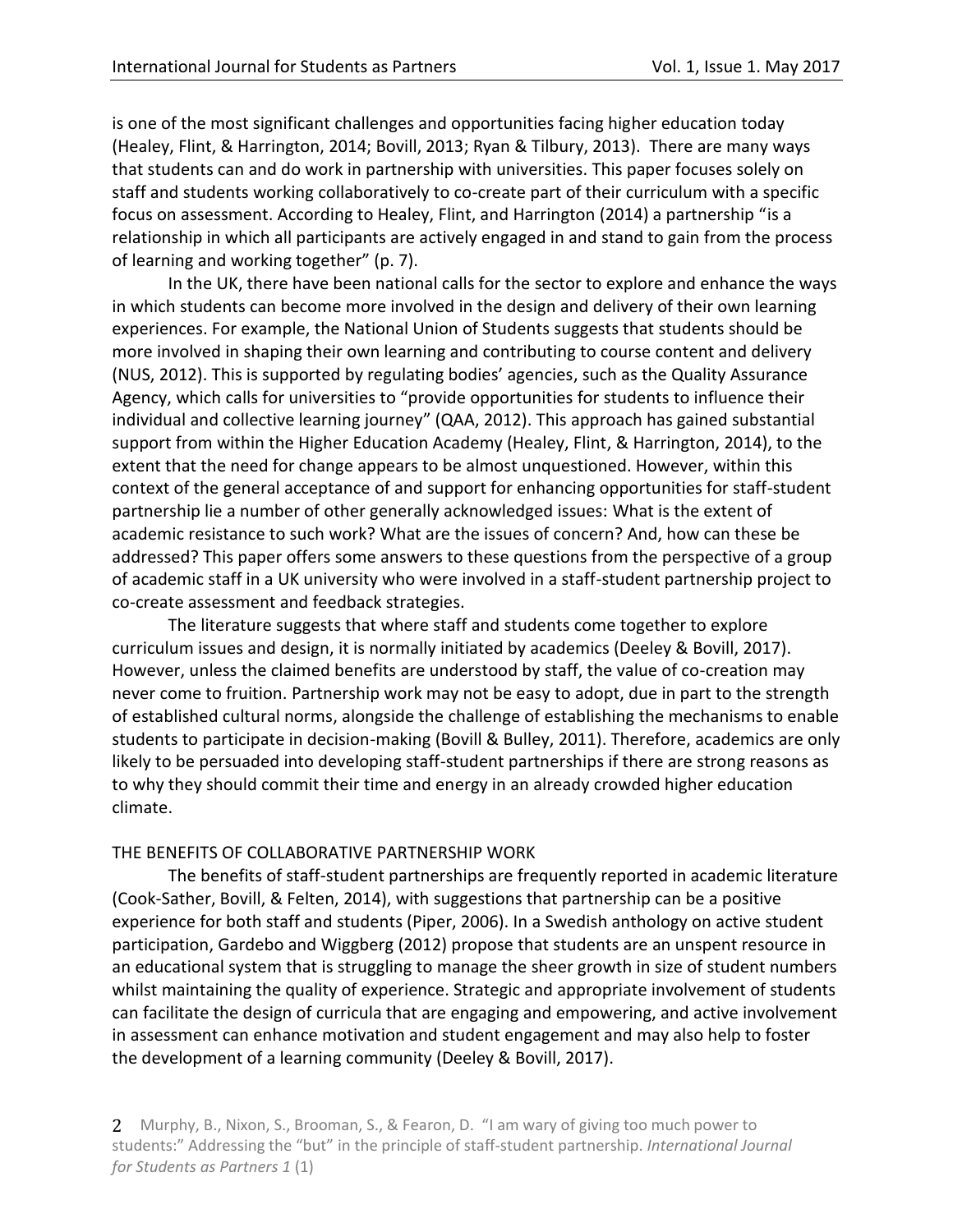is one of the most significant challenges and opportunities facing higher education today (Healey, Flint, & Harrington, 2014; Bovill, 2013; Ryan & Tilbury, 2013). There are many ways that students can and do work in partnership with universities. This paper focuses solely on staff and students working collaboratively to co-create part of their curriculum with a specific focus on assessment. According to Healey, Flint, and Harrington (2014) a partnership "is a relationship in which all participants are actively engaged in and stand to gain from the process of learning and working together" (p. 7).

In the UK, there have been national calls for the sector to explore and enhance the ways in which students can become more involved in the design and delivery of their own learning experiences. For example, the National Union of Students suggests that students should be more involved in shaping their own learning and contributing to course content and delivery (NUS, 2012). This is supported by regulating bodies' agencies, such as the Quality Assurance Agency, which calls for universities to "provide opportunities for students to influence their individual and collective learning journey" (QAA, 2012). This approach has gained substantial support from within the Higher Education Academy (Healey, Flint, & Harrington, 2014), to the extent that the need for change appears to be almost unquestioned. However, within this context of the general acceptance of and support for enhancing opportunities for staff-student partnership lie a number of other generally acknowledged issues: What is the extent of academic resistance to such work? What are the issues of concern? And, how can these be addressed? This paper offers some answers to these questions from the perspective of a group of academic staff in a UK university who were involved in a staff-student partnership project to co-create assessment and feedback strategies.

The literature suggests that where staff and students come together to explore curriculum issues and design, it is normally initiated by academics (Deeley & Bovill, 2017). However, unless the claimed benefits are understood by staff, the value of co-creation may never come to fruition. Partnership work may not be easy to adopt, due in part to the strength of established cultural norms, alongside the challenge of establishing the mechanisms to enable students to participate in decision-making (Bovill & Bulley, 2011). Therefore, academics are only likely to be persuaded into developing staff-student partnerships if there are strong reasons as to why they should commit their time and energy in an already crowded higher education climate.

## THE BENEFITS OF COLLABORATIVE PARTNERSHIP WORK

The benefits of staff-student partnerships are frequently reported in academic literature (Cook-Sather, Bovill, & Felten, 2014), with suggestions that partnership can be a positive experience for both staff and students (Piper, 2006). In a Swedish anthology on active student participation, Gardebo and Wiggberg (2012) propose that students are an unspent resource in an educational system that is struggling to manage the sheer growth in size of student numbers whilst maintaining the quality of experience. Strategic and appropriate involvement of students can facilitate the design of curricula that are engaging and empowering, and active involvement in assessment can enhance motivation and student engagement and may also help to foster the development of a learning community (Deeley & Bovill, 2017).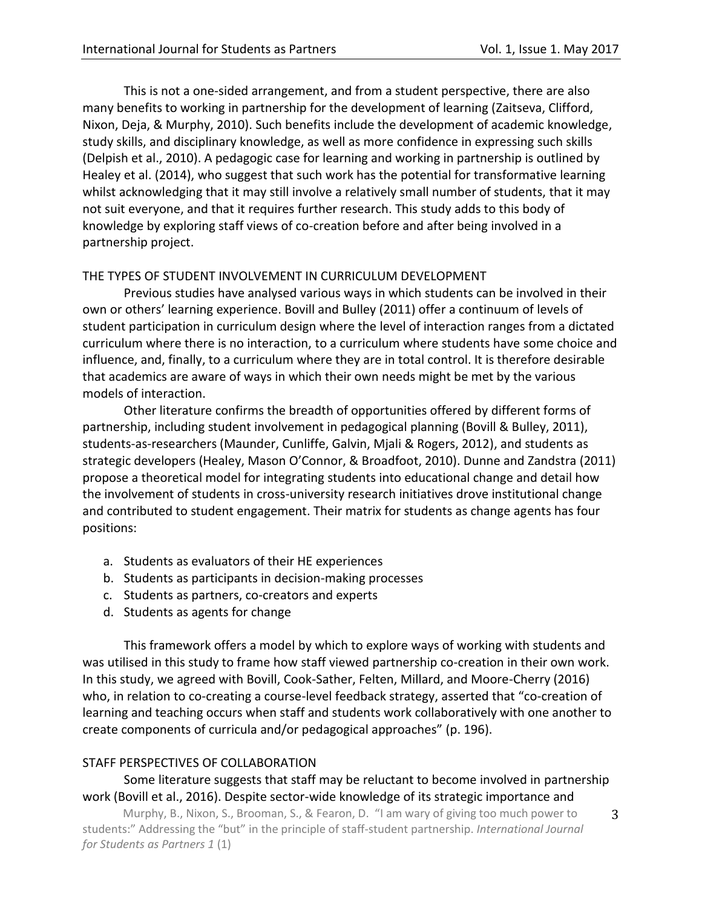This is not a one-sided arrangement, and from a student perspective, there are also many benefits to working in partnership for the development of learning (Zaitseva, Clifford, Nixon, Deja, & Murphy, 2010). Such benefits include the development of academic knowledge, study skills, and disciplinary knowledge, as well as more confidence in expressing such skills (Delpish et al., 2010). A pedagogic case for learning and working in partnership is outlined by Healey et al. (2014), who suggest that such work has the potential for transformative learning whilst acknowledging that it may still involve a relatively small number of students, that it may not suit everyone, and that it requires further research. This study adds to this body of knowledge by exploring staff views of co-creation before and after being involved in a partnership project.

## THE TYPES OF STUDENT INVOLVEMENT IN CURRICULUM DEVELOPMENT

Previous studies have analysed various ways in which students can be involved in their own or others' learning experience. Bovill and Bulley (2011) offer a continuum of levels of student participation in curriculum design where the level of interaction ranges from a dictated curriculum where there is no interaction, to a curriculum where students have some choice and influence, and, finally, to a curriculum where they are in total control. It is therefore desirable that academics are aware of ways in which their own needs might be met by the various models of interaction.

Other literature confirms the breadth of opportunities offered by different forms of partnership, including student involvement in pedagogical planning (Bovill & Bulley, 2011), students-as-researchers (Maunder, Cunliffe, Galvin, Mjali & Rogers, 2012), and students as strategic developers (Healey, Mason O'Connor, & Broadfoot, 2010). Dunne and Zandstra (2011) propose a theoretical model for integrating students into educational change and detail how the involvement of students in cross-university research initiatives drove institutional change and contributed to student engagement. Their matrix for students as change agents has four positions:

a. Students as evaluators of their HE experiences
b. Students as participants in decision-making processes
c. Students as partners, co-creators and experts
d. Students as agents for change

This framework offers a model by which to explore ways of working with students and was utilised in this study to frame how staff viewed partnership co-creation in their own work. In this study, we agreed with Bovill, Cook-Sather, Felten, Millard, and Moore-Cherry (2016) who, in relation to co-creating a course-level feedback strategy, asserted that "co-creation of learning and teaching occurs when staff and students work collaboratively with one another to create components of curricula and/or pedagogical approaches" (p. 196).

## STAFF PERSPECTIVES OF COLLABORATION

Some literature suggests that staff may be reluctant to become involved in partnership work (Bovill et al., 2016). Despite sector-wide knowledge of its strategic importance and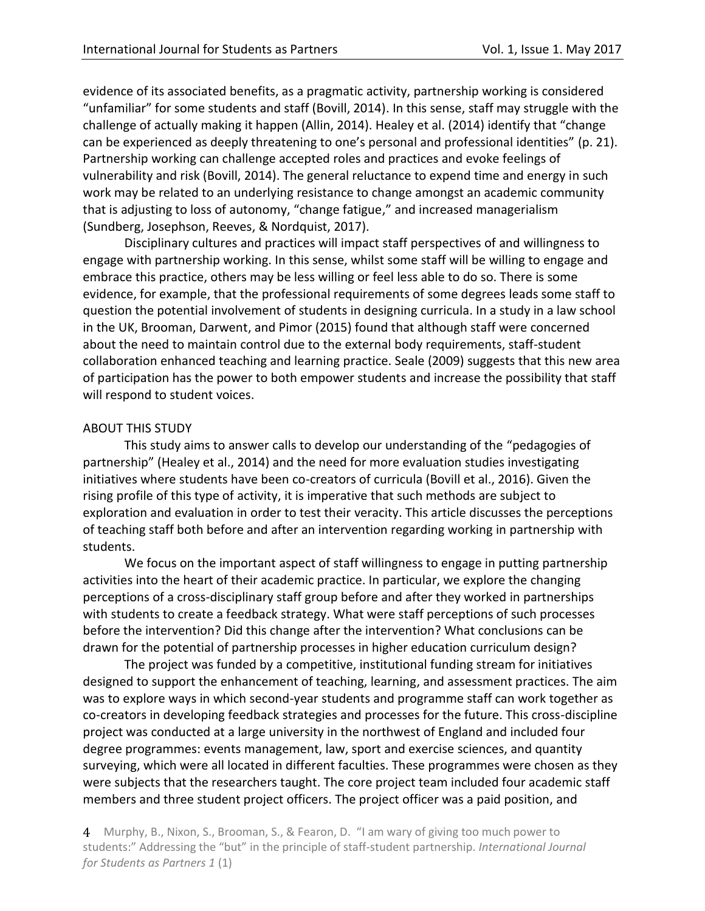evidence of its associated benefits, as a pragmatic activity, partnership working is considered "unfamiliar" for some students and staff (Bovill, 2014). In this sense, staff may struggle with the challenge of actually making it happen (Allin, 2014). Healey et al. (2014) identify that "change can be experienced as deeply threatening to one's personal and professional identities" (p. 21). Partnership working can challenge accepted roles and practices and evoke feelings of vulnerability and risk (Bovill, 2014). The general reluctance to expend time and energy in such work may be related to an underlying resistance to change amongst an academic community that is adjusting to loss of autonomy, "change fatigue," and increased managerialism (Sundberg, Josephson, Reeves, & Nordquist, 2017).

Disciplinary cultures and practices will impact staff perspectives of and willingness to engage with partnership working. In this sense, whilst some staff will be willing to engage and embrace this practice, others may be less willing or feel less able to do so. There is some evidence, for example, that the professional requirements of some degrees leads some staff to question the potential involvement of students in designing curricula. In a study in a law school in the UK, Brooman, Darwent, and Pimor (2015) found that although staff were concerned about the need to maintain control due to the external body requirements, staff-student collaboration enhanced teaching and learning practice. Seale (2009) suggests that this new area of participation has the power to both empower students and increase the possibility that staff will respond to student voices.

## ABOUT THIS STUDY

This study aims to answer calls to develop our understanding of the "pedagogies of partnership" (Healey et al., 2014) and the need for more evaluation studies investigating initiatives where students have been co-creators of curricula (Bovill et al., 2016). Given the rising profile of this type of activity, it is imperative that such methods are subject to exploration and evaluation in order to test their veracity. This article discusses the perceptions of teaching staff both before and after an intervention regarding working in partnership with students.

We focus on the important aspect of staff willingness to engage in putting partnership activities into the heart of their academic practice. In particular, we explore the changing perceptions of a cross-disciplinary staff group before and after they worked in partnerships with students to create a feedback strategy. What were staff perceptions of such processes before the intervention? Did this change after the intervention? What conclusions can be drawn for the potential of partnership processes in higher education curriculum design?

The project was funded by a competitive, institutional funding stream for initiatives designed to support the enhancement of teaching, learning, and assessment practices. The aim was to explore ways in which second-year students and programme staff can work together as co-creators in developing feedback strategies and processes for the future. This cross-discipline project was conducted at a large university in the northwest of England and included four degree programmes: events management, law, sport and exercise sciences, and quantity surveying, which were all located in different faculties. These programmes were chosen as they were subjects that the researchers taught. The core project team included four academic staff members and three student project officers. The project officer was a paid position, and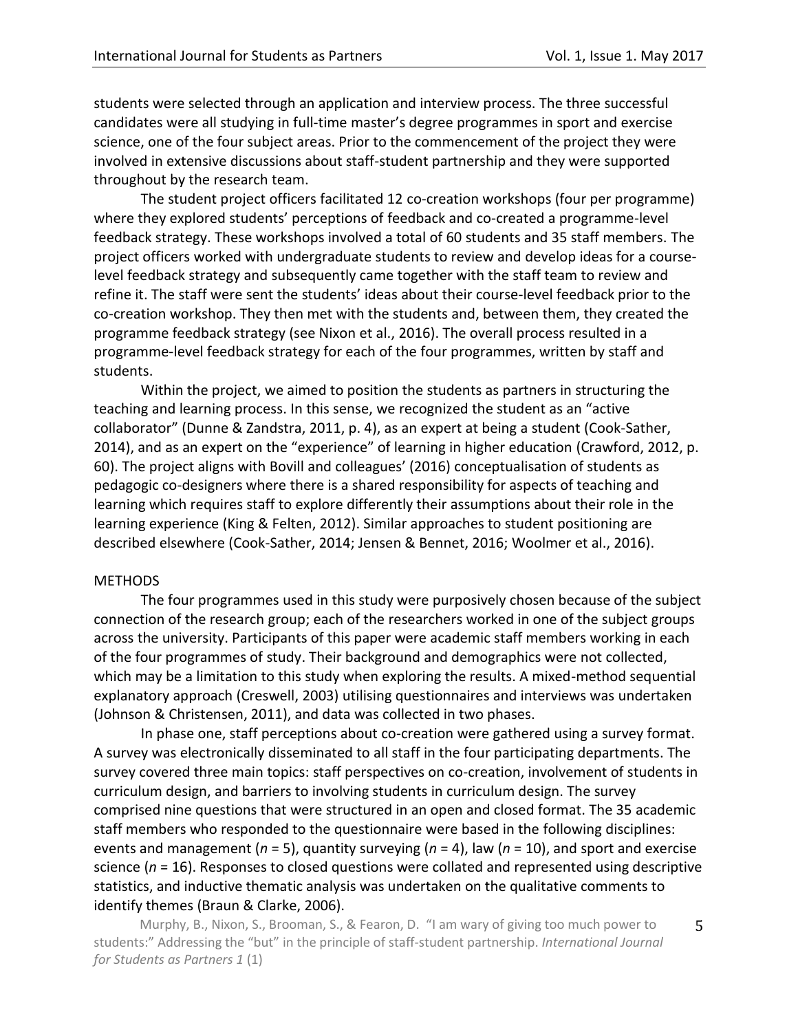students were selected through an application and interview process. The three successful candidates were all studying in full-time master's degree programmes in sport and exercise science, one of the four subject areas. Prior to the commencement of the project they were involved in extensive discussions about staff-student partnership and they were supported throughout by the research team.

The student project officers facilitated 12 co-creation workshops (four per programme) where they explored students' perceptions of feedback and co-created a programme-level feedback strategy. These workshops involved a total of 60 students and 35 staff members. The project officers worked with undergraduate students to review and develop ideas for a course-level feedback strategy and subsequently came together with the staff team to review and refine it. The staff were sent the students' ideas about their course-level feedback prior to the co-creation workshop. They then met with the students and, between them, they created the programme feedback strategy (see Nixon et al., 2016). The overall process resulted in a programme-level feedback strategy for each of the four programmes, written by staff and students.

Within the project, we aimed to position the students as partners in structuring the teaching and learning process. In this sense, we recognized the student as an "active collaborator" (Dunne & Zandstra, 2011, p. 4), as an expert at being a student (Cook-Sather, 2014), and as an expert on the "experience" of learning in higher education (Crawford, 2012, p. 60). The project aligns with Bovill and colleagues' (2016) conceptualisation of students as pedagogic co-designers where there is a shared responsibility for aspects of teaching and learning which requires staff to explore differently their assumptions about their role in the learning experience (King & Felten, 2012). Similar approaches to student positioning are described elsewhere (Cook-Sather, 2014; Jensen & Bennet, 2016; Woolmer et al., 2016).

## METHODS

The four programmes used in this study were purposively chosen because of the subject connection of the research group; each of the researchers worked in one of the subject groups across the university. Participants of this paper were academic staff members working in each of the four programmes of study. Their background and demographics were not collected, which may be a limitation to this study when exploring the results. A mixed-method sequential explanatory approach (Creswell, 2003) utilising questionnaires and interviews was undertaken (Johnson & Christensen, 2011), and data was collected in two phases.

In phase one, staff perceptions about co-creation were gathered using a survey format. A survey was electronically disseminated to all staff in the four participating departments. The survey covered three main topics: staff perspectives on co-creation, involvement of students in curriculum design, and barriers to involving students in curriculum design. The survey comprised nine questions that were structured in an open and closed format. The 35 academic staff members who responded to the questionnaire were based in the following disciplines: events and management ($n$ = 5), quantity surveying ($n$ = 4), law ($n$ = 10), and sport and exercise science ($n$ = 16). Responses to closed questions were collated and represented using descriptive statistics, and inductive thematic analysis was undertaken on the qualitative comments to identify themes (Braun & Clarke, 2006).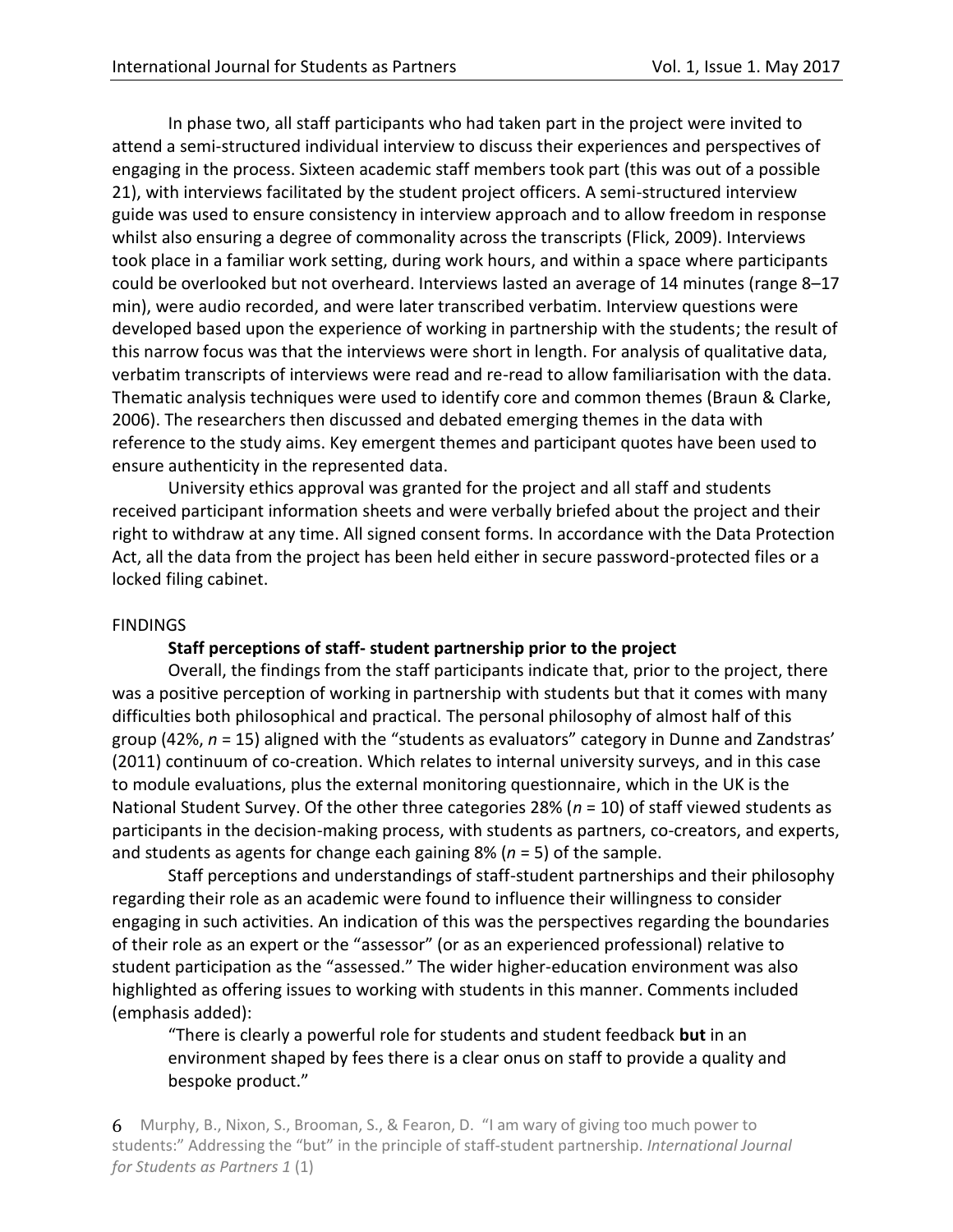In phase two, all staff participants who had taken part in the project were invited to attend a semi-structured individual interview to discuss their experiences and perspectives of engaging in the process. Sixteen academic staff members took part (this was out of a possible 21), with interviews facilitated by the student project officers. A semi-structured interview guide was used to ensure consistency in interview approach and to allow freedom in response whilst also ensuring a degree of commonality across the transcripts (Flick, 2009). Interviews took place in a familiar work setting, during work hours, and within a space where participants could be overlooked but not overheard. Interviews lasted an average of 14 minutes (range 8–17 min), were audio recorded, and were later transcribed verbatim. Interview questions were developed based upon the experience of working in partnership with the students; the result of this narrow focus was that the interviews were short in length. For analysis of qualitative data, verbatim transcripts of interviews were read and re-read to allow familiarisation with the data. Thematic analysis techniques were used to identify core and common themes (Braun & Clarke, 2006). The researchers then discussed and debated emerging themes in the data with reference to the study aims. Key emergent themes and participant quotes have been used to ensure authenticity in the represented data.

University ethics approval was granted for the project and all staff and students received participant information sheets and were verbally briefed about the project and their right to withdraw at any time. All signed consent forms. In accordance with the Data Protection Act, all the data from the project has been held either in secure password-protected files or a locked filing cabinet.

## FINDINGS

### Staff perceptions of staff- student partnership prior to the project

Overall, the findings from the staff participants indicate that, prior to the project, there was a positive perception of working in partnership with students but that it comes with many difficulties both philosophical and practical. The personal philosophy of almost half of this group (42%, *n* = 15) aligned with the "students as evaluators" category in Dunne and Zandstras' (2011) continuum of co-creation. Which relates to internal university surveys, and in this case to module evaluations, plus the external monitoring questionnaire, which in the UK is the National Student Survey. Of the other three categories 28% (*n* = 10) of staff viewed students as participants in the decision-making process, with students as partners, co-creators, and experts, and students as agents for change each gaining 8% (*n* = 5) of the sample.

Staff perceptions and understandings of staff-student partnerships and their philosophy regarding their role as an academic were found to influence their willingness to consider engaging in such activities. An indication of this was the perspectives regarding the boundaries of their role as an expert or the "assessor" (or as an experienced professional) relative to student participation as the "assessed." The wider higher-education environment was also highlighted as offering issues to working with students in this manner. Comments included (emphasis added):

> "There is clearly a powerful role for students and student feedback **but** in an environment shaped by fees there is a clear onus on staff to provide a quality and bespoke product."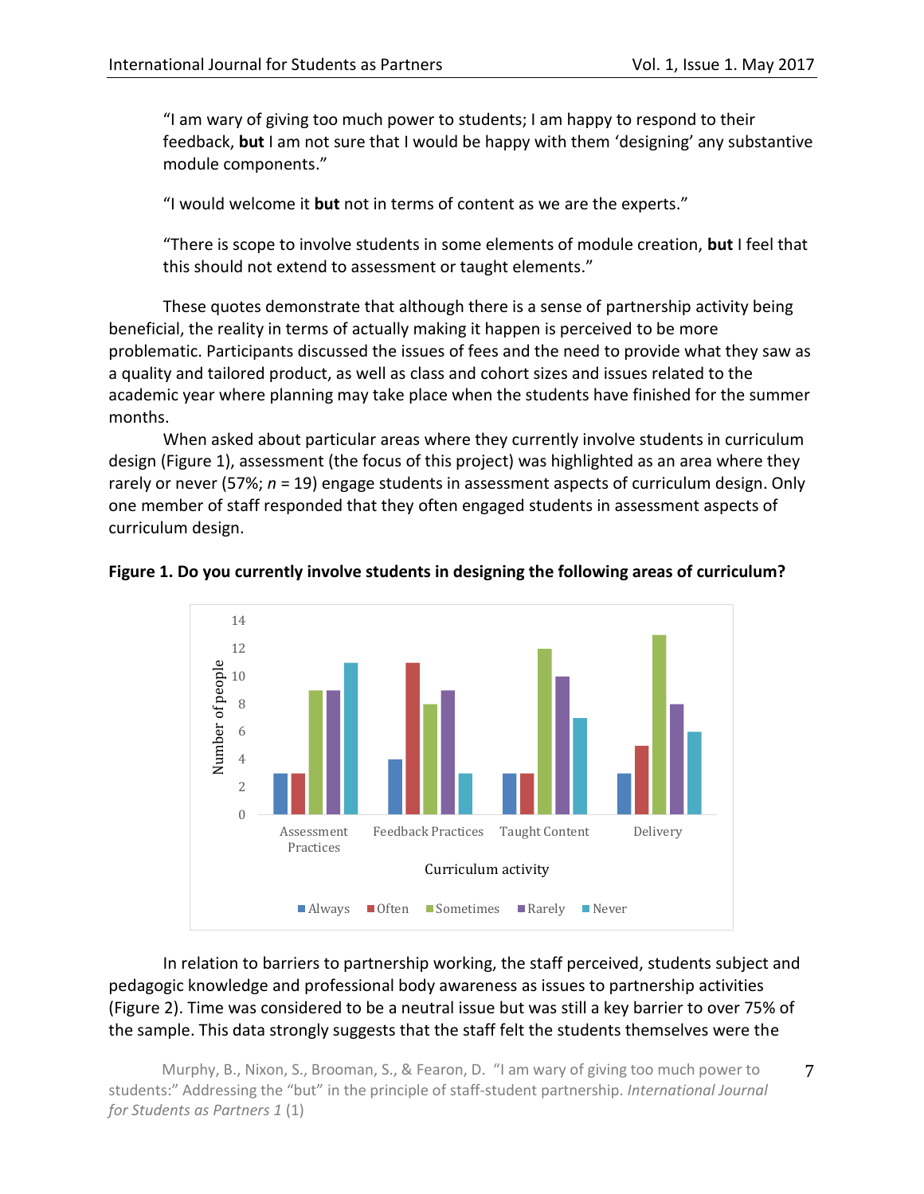> "I am wary of giving too much power to students; I am happy to respond to their feedback, **but** I am not sure that I would be happy with them 'designing' any substantive module components."

> "I would welcome it **but** not in terms of content as we are the experts."

> "There is scope to involve students in some elements of module creation, **but** I feel that this should not extend to assessment or taught elements."

These quotes demonstrate that although there is a sense of partnership activity being beneficial, the reality in terms of actually making it happen is perceived to be more problematic. Participants discussed the issues of fees and the need to provide what they saw as a quality and tailored product, as well as class and cohort sizes and issues related to the academic year where planning may take place when the students have finished for the summer months.

When asked about particular areas where they currently involve students in curriculum design (Figure 1), assessment (the focus of this project) was highlighted as an area where they rarely or never (57%; *n* = 19) engage students in assessment aspects of curriculum design. Only one member of staff responded that they often engaged students in assessment aspects of curriculum design.

**Figure 1. Do you currently involve students in designing the following areas of curriculum?**

Number of people
0
2
4
6
8
10
12
14
Assessment Practices
Feedback Practices
Taught Content
Delivery
Curriculum activity
Always
Often
Sometimes
Rarely
Never

In relation to barriers to partnership working, the staff perceived, students subject and pedagogic knowledge and professional body awareness as issues to partnership activities (Figure 2). Time was considered to be a neutral issue but was still a key barrier to over 75% of the sample. This data strongly suggests that the staff felt the students themselves were the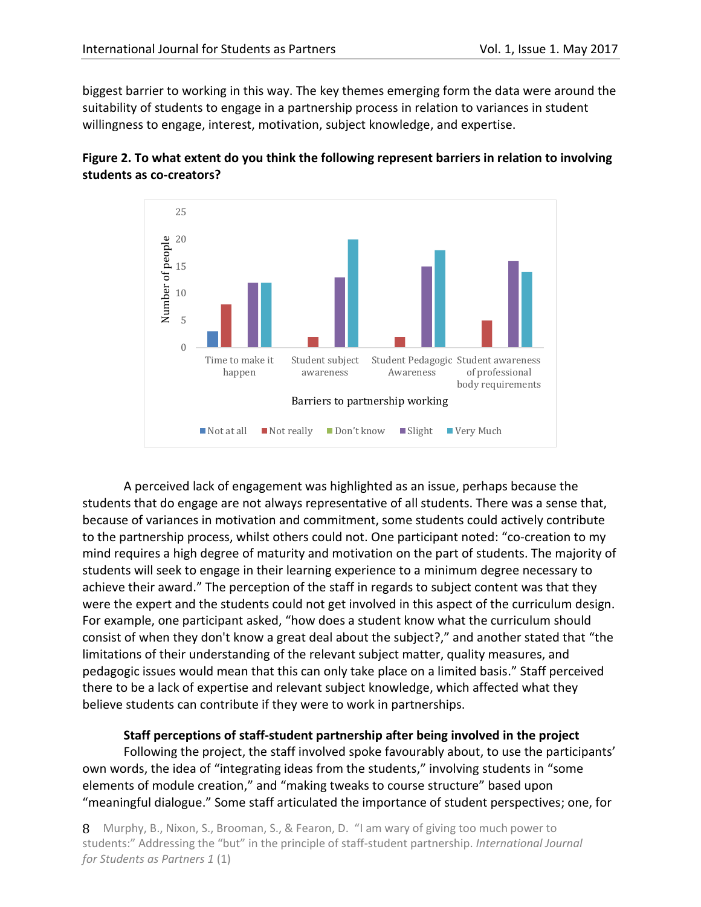biggest barrier to working in this way. The key themes emerging form the data were around the suitability of students to engage in a partnership process in relation to variances in student willingness to engage, interest, motivation, subject knowledge, and expertise.

**Figure 2. To what extent do you think the following represent barriers in relation to involving students as co-creators?**

25
20
15
10
5
0

Number of people

Time to make it happen
Student subject awareness
Student Pedagogic Awareness
Student awareness of professional body requirements

Barriers to partnership working

Not at all
Not really
Don't know
Slight
Very Much

A perceived lack of engagement was highlighted as an issue, perhaps because the students that do engage are not always representative of all students. There was a sense that, because of variances in motivation and commitment, some students could actively contribute to the partnership process, whilst others could not. One participant noted: "co-creation to my mind requires a high degree of maturity and motivation on the part of students. The majority of students will seek to engage in their learning experience to a minimum degree necessary to achieve their award." The perception of the staff in regards to subject content was that they were the expert and the students could not get involved in this aspect of the curriculum design. For example, one participant asked, "how does a student know what the curriculum should consist of when they don't know a great deal about the subject?," and another stated that "the limitations of their understanding of the relevant subject matter, quality measures, and pedagogic issues would mean that this can only take place on a limited basis." Staff perceived there to be a lack of expertise and relevant subject knowledge, which affected what they believe students can contribute if they were to work in partnerships.

**Staff perceptions of staff-student partnership after being involved in the project**

Following the project, the staff involved spoke favourably about, to use the participants' own words, the idea of "integrating ideas from the students," involving students in "some elements of module creation," and "making tweaks to course structure" based upon "meaningful dialogue." Some staff articulated the importance of student perspectives; one, for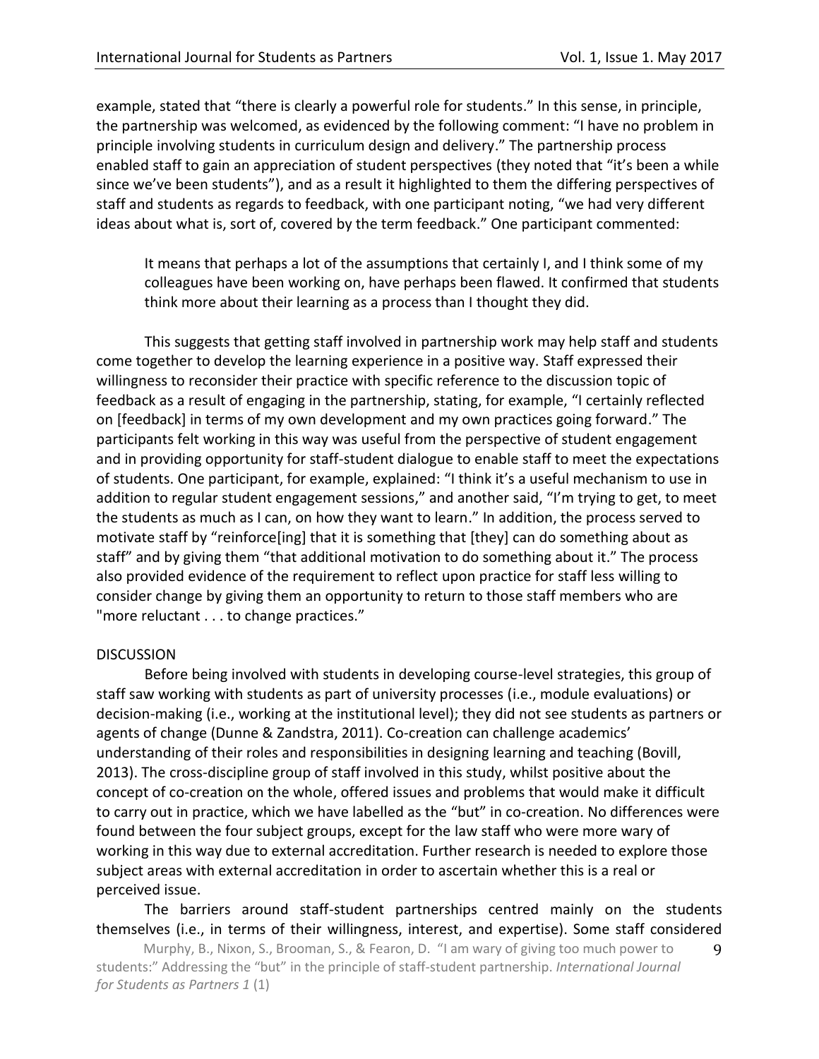example, stated that "there is clearly a powerful role for students." In this sense, in principle, the partnership was welcomed, as evidenced by the following comment: "I have no problem in principle involving students in curriculum design and delivery." The partnership process enabled staff to gain an appreciation of student perspectives (they noted that "it's been a while since we've been students"), and as a result it highlighted to them the differing perspectives of staff and students as regards to feedback, with one participant noting, "we had very different ideas about what is, sort of, covered by the term feedback." One participant commented:

> It means that perhaps a lot of the assumptions that certainly I, and I think some of my colleagues have been working on, have perhaps been flawed. It confirmed that students think more about their learning as a process than I thought they did.

This suggests that getting staff involved in partnership work may help staff and students come together to develop the learning experience in a positive way. Staff expressed their willingness to reconsider their practice with specific reference to the discussion topic of feedback as a result of engaging in the partnership, stating, for example, "I certainly reflected on [feedback] in terms of my own development and my own practices going forward." The participants felt working in this way was useful from the perspective of student engagement and in providing opportunity for staff-student dialogue to enable staff to meet the expectations of students. One participant, for example, explained: "I think it's a useful mechanism to use in addition to regular student engagement sessions," and another said, "I'm trying to get, to meet the students as much as I can, on how they want to learn." In addition, the process served to motivate staff by "reinforce[ing] that it is something that [they] can do something about as staff" and by giving them "that additional motivation to do something about it." The process also provided evidence of the requirement to reflect upon practice for staff less willing to consider change by giving them an opportunity to return to those staff members who are "more reluctant . . . to change practices."

## DISCUSSION

Before being involved with students in developing course-level strategies, this group of staff saw working with students as part of university processes (i.e., module evaluations) or decision-making (i.e., working at the institutional level); they did not see students as partners or agents of change (Dunne & Zandstra, 2011). Co-creation can challenge academics' understanding of their roles and responsibilities in designing learning and teaching (Bovill, 2013). The cross-discipline group of staff involved in this study, whilst positive about the concept of co-creation on the whole, offered issues and problems that would make it difficult to carry out in practice, which we have labelled as the "but" in co-creation. No differences were found between the four subject groups, except for the law staff who were more wary of working in this way due to external accreditation. Further research is needed to explore those subject areas with external accreditation in order to ascertain whether this is a real or perceived issue.

The barriers around staff-student partnerships centred mainly on the students themselves (i.e., in terms of their willingness, interest, and expertise). Some staff considered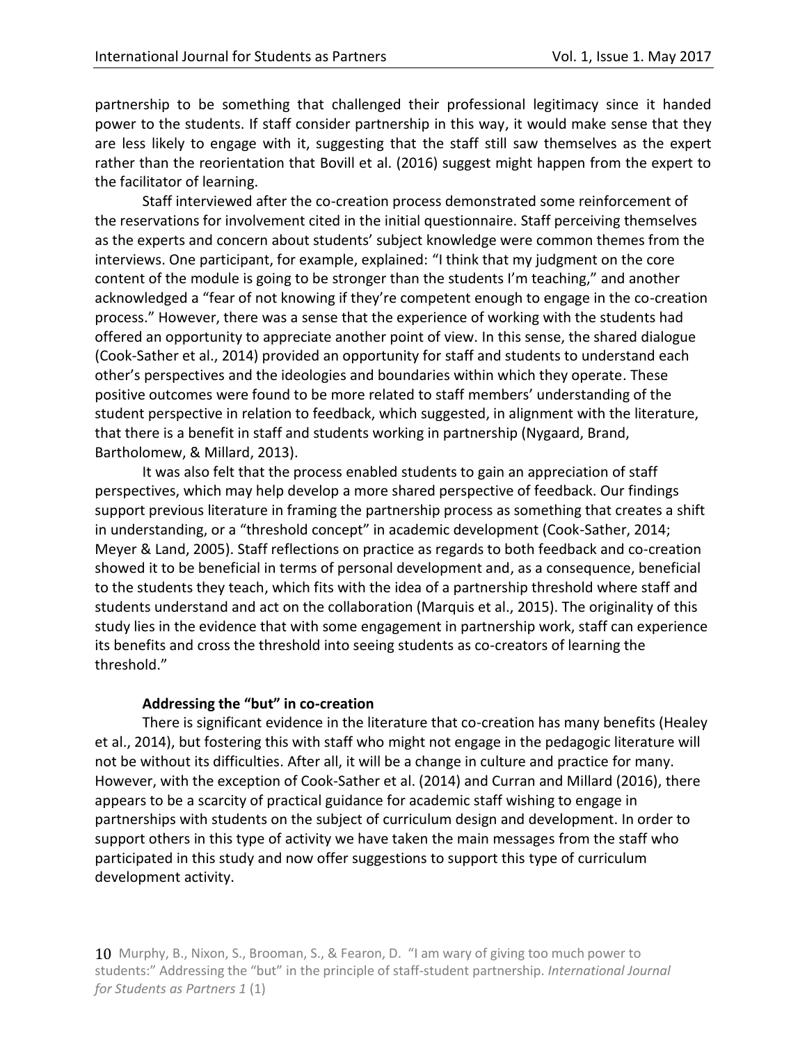partnership to be something that challenged their professional legitimacy since it handed power to the students. If staff consider partnership in this way, it would make sense that they are less likely to engage with it, suggesting that the staff still saw themselves as the expert rather than the reorientation that Bovill et al. (2016) suggest might happen from the expert to the facilitator of learning.

Staff interviewed after the co-creation process demonstrated some reinforcement of the reservations for involvement cited in the initial questionnaire. Staff perceiving themselves as the experts and concern about students' subject knowledge were common themes from the interviews. One participant, for example, explained: "I think that my judgment on the core content of the module is going to be stronger than the students I'm teaching," and another acknowledged a "fear of not knowing if they're competent enough to engage in the co-creation process." However, there was a sense that the experience of working with the students had offered an opportunity to appreciate another point of view. In this sense, the shared dialogue (Cook-Sather et al., 2014) provided an opportunity for staff and students to understand each other's perspectives and the ideologies and boundaries within which they operate. These positive outcomes were found to be more related to staff members' understanding of the student perspective in relation to feedback, which suggested, in alignment with the literature, that there is a benefit in staff and students working in partnership (Nygaard, Brand, Bartholomew, & Millard, 2013).

It was also felt that the process enabled students to gain an appreciation of staff perspectives, which may help develop a more shared perspective of feedback. Our findings support previous literature in framing the partnership process as something that creates a shift in understanding, or a "threshold concept" in academic development (Cook-Sather, 2014; Meyer & Land, 2005). Staff reflections on practice as regards to both feedback and co-creation showed it to be beneficial in terms of personal development and, as a consequence, beneficial to the students they teach, which fits with the idea of a partnership threshold where staff and students understand and act on the collaboration (Marquis et al., 2015). The originality of this study lies in the evidence that with some engagement in partnership work, staff can experience its benefits and cross the threshold into seeing students as co-creators of learning the threshold."

### Addressing the "but" in co-creation

There is significant evidence in the literature that co-creation has many benefits (Healey et al., 2014), but fostering this with staff who might not engage in the pedagogic literature will not be without its difficulties. After all, it will be a change in culture and practice for many. However, with the exception of Cook-Sather et al. (2014) and Curran and Millard (2016), there appears to be a scarcity of practical guidance for academic staff wishing to engage in partnerships with students on the subject of curriculum design and development. In order to support others in this type of activity we have taken the main messages from the staff who participated in this study and now offer suggestions to support this type of curriculum development activity.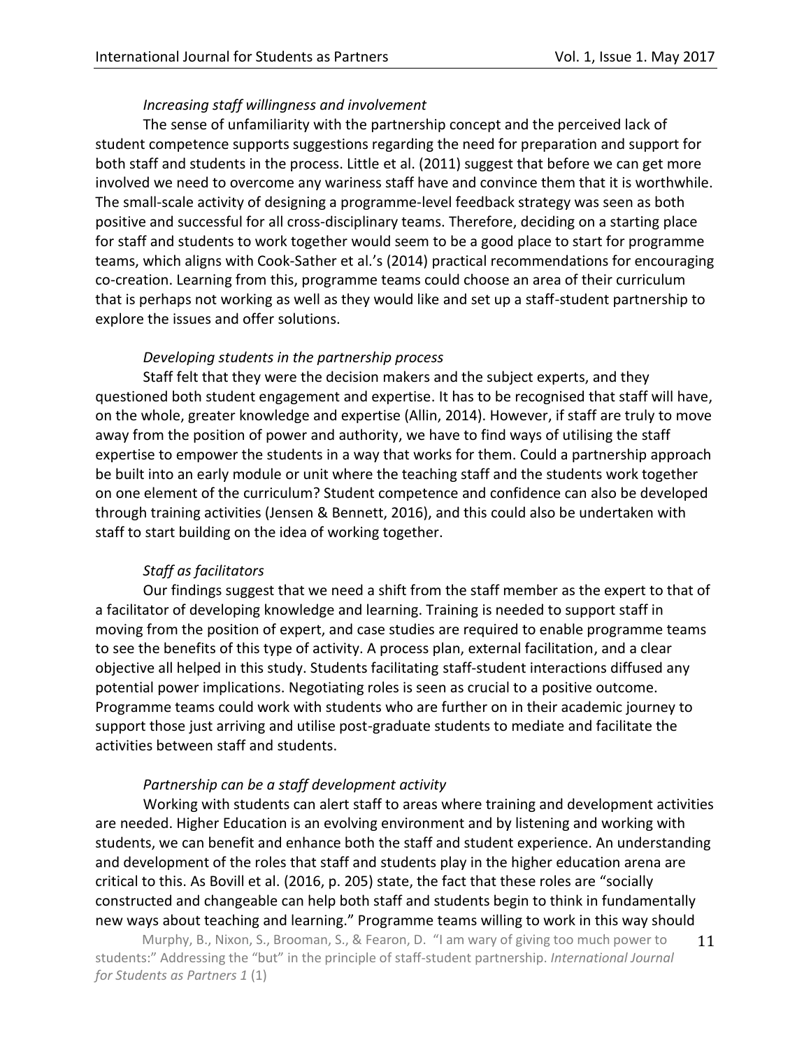*Increasing staff willingness and involvement*

The sense of unfamiliarity with the partnership concept and the perceived lack of student competence supports suggestions regarding the need for preparation and support for both staff and students in the process. Little et al. (2011) suggest that before we can get more involved we need to overcome any wariness staff have and convince them that it is worthwhile. The small-scale activity of designing a programme-level feedback strategy was seen as both positive and successful for all cross-disciplinary teams. Therefore, deciding on a starting place for staff and students to work together would seem to be a good place to start for programme teams, which aligns with Cook-Sather et al.'s (2014) practical recommendations for encouraging co-creation. Learning from this, programme teams could choose an area of their curriculum that is perhaps not working as well as they would like and set up a staff-student partnership to explore the issues and offer solutions.

*Developing students in the partnership process*

Staff felt that they were the decision makers and the subject experts, and they questioned both student engagement and expertise. It has to be recognised that staff will have, on the whole, greater knowledge and expertise (Allin, 2014). However, if staff are truly to move away from the position of power and authority, we have to find ways of utilising the staff expertise to empower the students in a way that works for them. Could a partnership approach be built into an early module or unit where the teaching staff and the students work together on one element of the curriculum? Student competence and confidence can also be developed through training activities (Jensen & Bennett, 2016), and this could also be undertaken with staff to start building on the idea of working together.

*Staff as facilitators*

Our findings suggest that we need a shift from the staff member as the expert to that of a facilitator of developing knowledge and learning. Training is needed to support staff in moving from the position of expert, and case studies are required to enable programme teams to see the benefits of this type of activity. A process plan, external facilitation, and a clear objective all helped in this study. Students facilitating staff-student interactions diffused any potential power implications. Negotiating roles is seen as crucial to a positive outcome. Programme teams could work with students who are further on in their academic journey to support those just arriving and utilise post-graduate students to mediate and facilitate the activities between staff and students.

*Partnership can be a staff development activity*

Working with students can alert staff to areas where training and development activities are needed. Higher Education is an evolving environment and by listening and working with students, we can benefit and enhance both the staff and student experience. An understanding and development of the roles that staff and students play in the higher education arena are critical to this. As Bovill et al. (2016, p. 205) state, the fact that these roles are "socially constructed and changeable can help both staff and students begin to think in fundamentally new ways about teaching and learning." Programme teams willing to work in this way should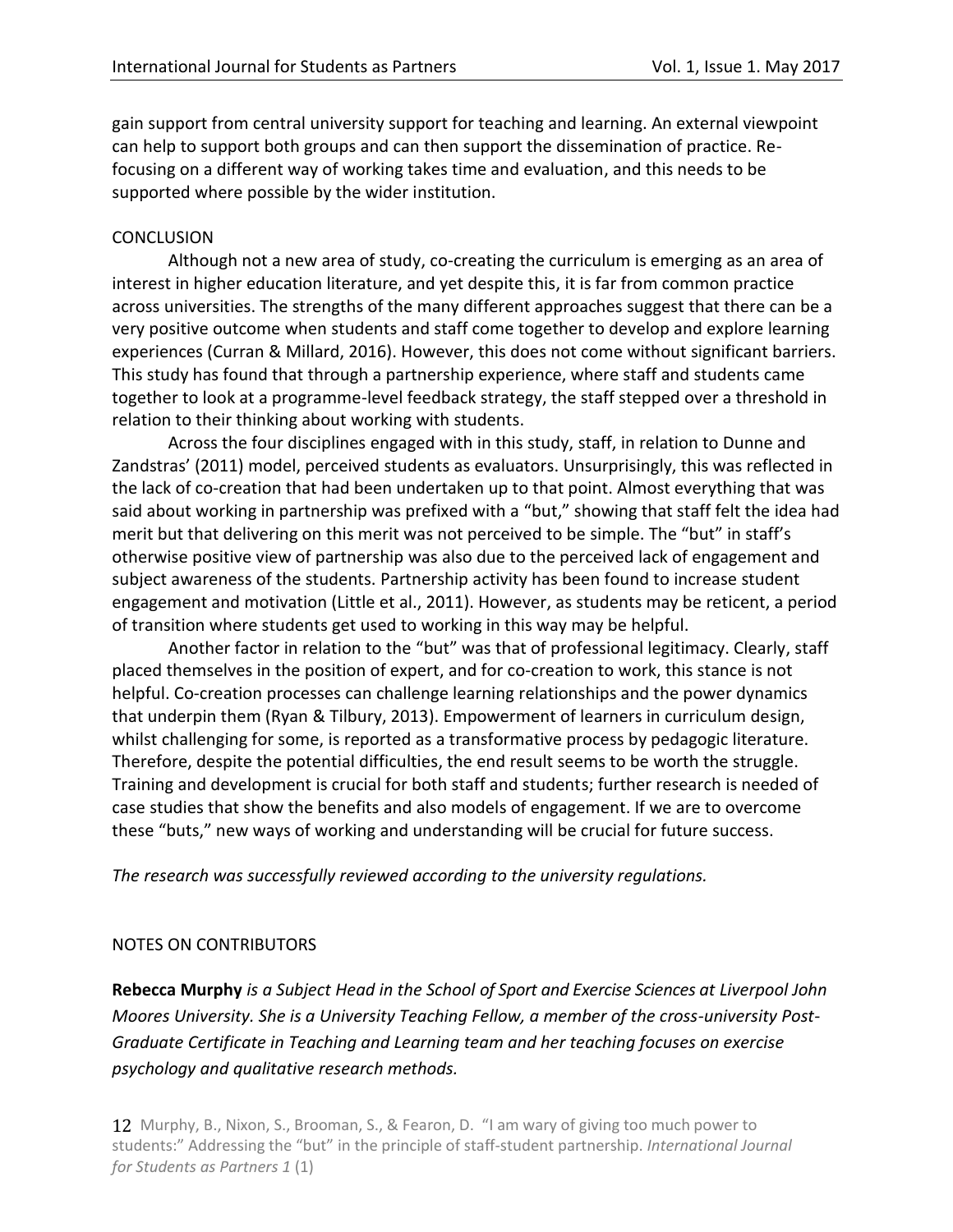gain support from central university support for teaching and learning. An external viewpoint can help to support both groups and can then support the dissemination of practice. Re-focusing on a different way of working takes time and evaluation, and this needs to be supported where possible by the wider institution.

## CONCLUSION

Although not a new area of study, co-creating the curriculum is emerging as an area of interest in higher education literature, and yet despite this, it is far from common practice across universities. The strengths of the many different approaches suggest that there can be a very positive outcome when students and staff come together to develop and explore learning experiences (Curran & Millard, 2016). However, this does not come without significant barriers. This study has found that through a partnership experience, where staff and students came together to look at a programme-level feedback strategy, the staff stepped over a threshold in relation to their thinking about working with students.

Across the four disciplines engaged with in this study, staff, in relation to Dunne and Zandstras' (2011) model, perceived students as evaluators. Unsurprisingly, this was reflected in the lack of co-creation that had been undertaken up to that point. Almost everything that was said about working in partnership was prefixed with a "but," showing that staff felt the idea had merit but that delivering on this merit was not perceived to be simple. The "but" in staff's otherwise positive view of partnership was also due to the perceived lack of engagement and subject awareness of the students. Partnership activity has been found to increase student engagement and motivation (Little et al., 2011). However, as students may be reticent, a period of transition where students get used to working in this way may be helpful.

Another factor in relation to the "but" was that of professional legitimacy. Clearly, staff placed themselves in the position of expert, and for co-creation to work, this stance is not helpful. Co-creation processes can challenge learning relationships and the power dynamics that underpin them (Ryan & Tilbury, 2013). Empowerment of learners in curriculum design, whilst challenging for some, is reported as a transformative process by pedagogic literature. Therefore, despite the potential difficulties, the end result seems to be worth the struggle. Training and development is crucial for both staff and students; further research is needed of case studies that show the benefits and also models of engagement. If we are to overcome these "buts," new ways of working and understanding will be crucial for future success.

*The research was successfully reviewed according to the university regulations.*

## NOTES ON CONTRIBUTORS

**Rebecca Murphy** *is a Subject Head in the School of Sport and Exercise Sciences at Liverpool John Moores University. She is a University Teaching Fellow, a member of the cross-university Post-Graduate Certificate in Teaching and Learning team and her teaching focuses on exercise psychology and qualitative research methods.*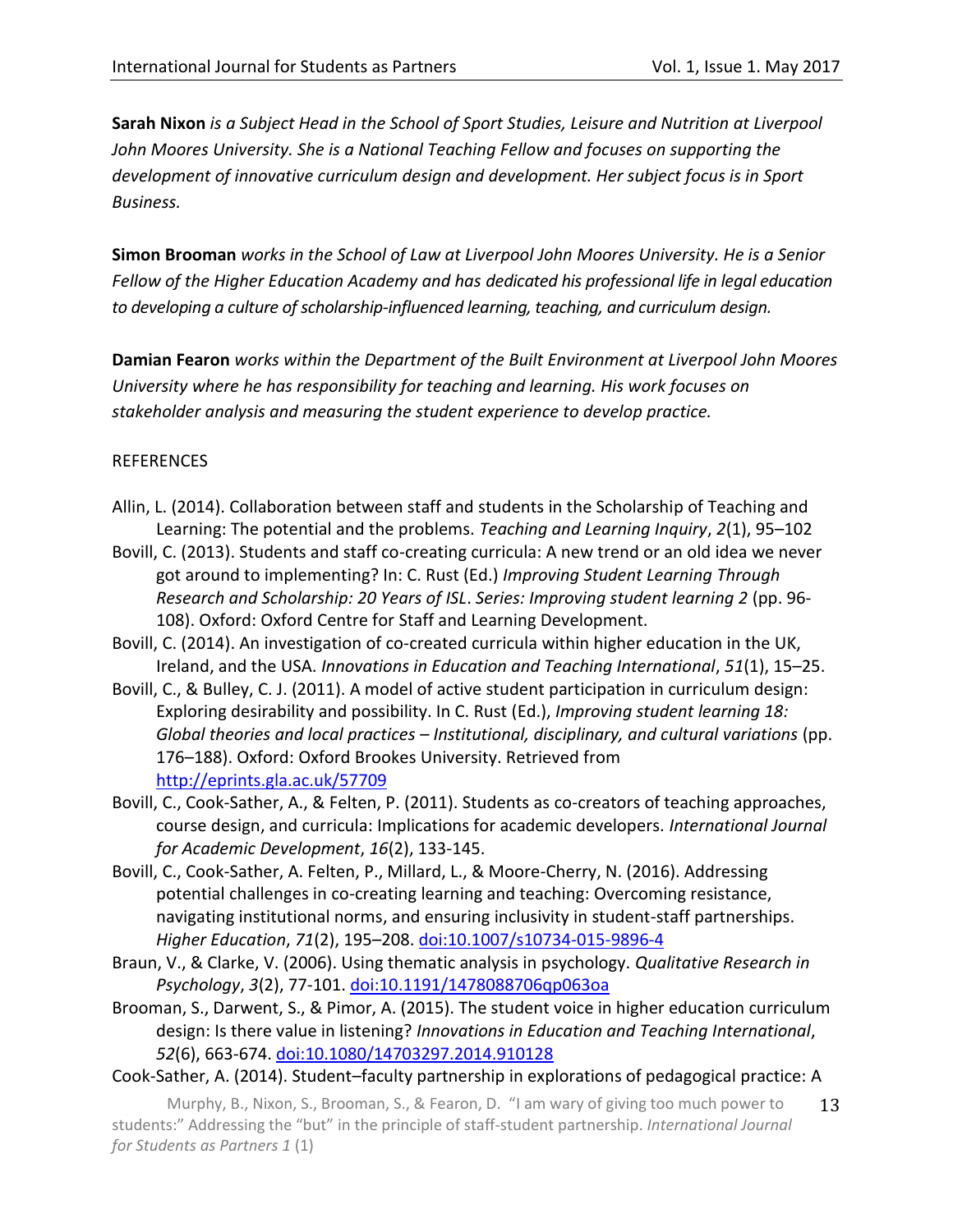**Sarah Nixon** *is a Subject Head in the School of Sport Studies, Leisure and Nutrition at Liverpool John Moores University. She is a National Teaching Fellow and focuses on supporting the development of innovative curriculum design and development. Her subject focus is in Sport Business.*

**Simon Brooman** *works in the School of Law at Liverpool John Moores University. He is a Senior Fellow of the Higher Education Academy and has dedicated his professional life in legal education to developing a culture of scholarship-influenced learning, teaching, and curriculum design.*

**Damian Fearon** *works within the Department of the Built Environment at Liverpool John Moores University where he has responsibility for teaching and learning. His work focuses on stakeholder analysis and measuring the student experience to develop practice.*

REFERENCES

Allin, L. (2014). Collaboration between staff and students in the Scholarship of Teaching and Learning: The potential and the problems. *Teaching and Learning Inquiry*, *2*(1), 95–102

Bovill, C. (2013). Students and staff co-creating curricula: A new trend or an old idea we never got around to implementing? In: C. Rust (Ed.) *Improving Student Learning Through Research and Scholarship: 20 Years of ISL*. *Series: Improving student learning 2* (pp. 96-108). Oxford: Oxford Centre for Staff and Learning Development.

Bovill, C. (2014). An investigation of co-created curricula within higher education in the UK, Ireland, and the USA. *Innovations in Education and Teaching International*, *51*(1), 15–25.

Bovill, C., & Bulley, C. J. (2011). A model of active student participation in curriculum design: Exploring desirability and possibility. In C. Rust (Ed.), *Improving student learning 18: Global theories and local practices – Institutional, disciplinary, and cultural variations* (pp. 176–188). Oxford: Oxford Brookes University. Retrieved from http://eprints.gla.ac.uk/57709

Bovill, C., Cook-Sather, A., & Felten, P. (2011). Students as co-creators of teaching approaches, course design, and curricula: Implications for academic developers. *International Journal for Academic Development*, *16*(2), 133-145.

Bovill, C., Cook-Sather, A. Felten, P., Millard, L., & Moore-Cherry, N. (2016). Addressing potential challenges in co-creating learning and teaching: Overcoming resistance, navigating institutional norms, and ensuring inclusivity in student-staff partnerships. *Higher Education*, *71*(2), 195–208. doi:10.1007/s10734-015-9896-4

Braun, V., & Clarke, V. (2006). Using thematic analysis in psychology. *Qualitative Research in Psychology*, *3*(2), 77-101. doi:10.1191/1478088706qp063oa

Brooman, S., Darwent, S., & Pimor, A. (2015). The student voice in higher education curriculum design: Is there value in listening? *Innovations in Education and Teaching International*, *52*(6), 663-674. doi:10.1080/14703297.2014.910128

Cook-Sather, A. (2014). Student–faculty partnership in explorations of pedagogical practice: A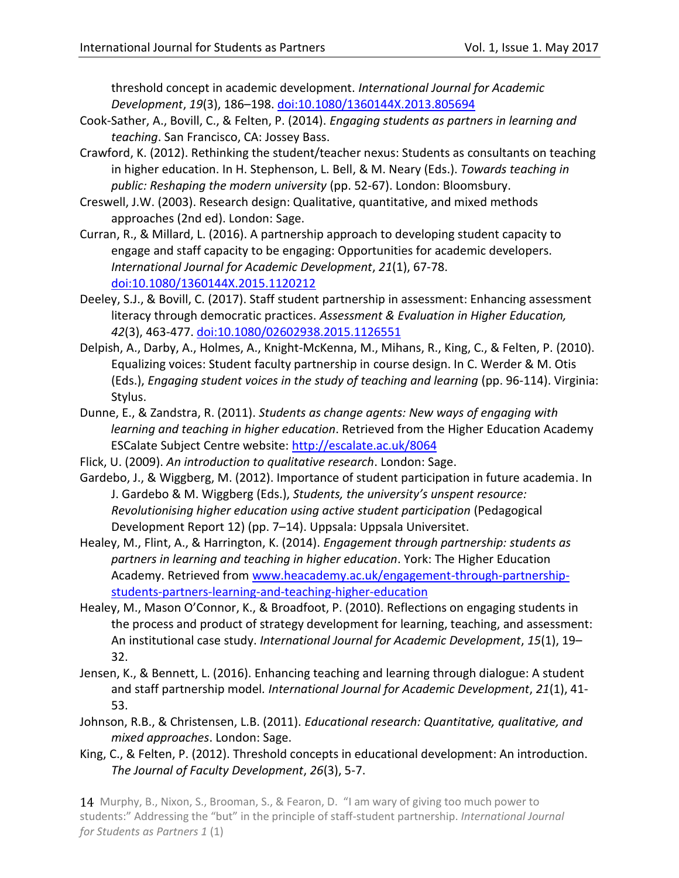threshold concept in academic development. *International Journal for Academic Development*, *19*(3), 186–198. doi:10.1080/1360144X.2013.805694

Cook-Sather, A., Bovill, C., & Felten, P. (2014). *Engaging students as partners in learning and teaching*. San Francisco, CA: Jossey Bass.

Crawford, K. (2012). Rethinking the student/teacher nexus: Students as consultants on teaching in higher education. In H. Stephenson, L. Bell, & M. Neary (Eds.). *Towards teaching in public: Reshaping the modern university* (pp. 52-67). London: Bloomsbury.

Creswell, J.W. (2003). Research design: Qualitative, quantitative, and mixed methods approaches (2nd ed). London: Sage.

Curran, R., & Millard, L. (2016). A partnership approach to developing student capacity to engage and staff capacity to be engaging: Opportunities for academic developers. *International Journal for Academic Development*, *21*(1), 67-78. doi:10.1080/1360144X.2015.1120212

Deeley, S.J., & Bovill, C. (2017). Staff student partnership in assessment: Enhancing assessment literacy through democratic practices. *Assessment & Evaluation in Higher Education, 42*(3), 463-477. doi:10.1080/02602938.2015.1126551

Delpish, A., Darby, A., Holmes, A., Knight-McKenna, M., Mihans, R., King, C., & Felten, P. (2010). Equalizing voices: Student faculty partnership in course design. In C. Werder & M. Otis (Eds.), *Engaging student voices in the study of teaching and learning* (pp. 96-114). Virginia: Stylus.

Dunne, E., & Zandstra, R. (2011). *Students as change agents: New ways of engaging with learning and teaching in higher education*. Retrieved from the Higher Education Academy ESCalate Subject Centre website: http://escalate.ac.uk/8064

Flick, U. (2009). *An introduction to qualitative research*. London: Sage.

Gardebo, J., & Wiggberg, M. (2012). Importance of student participation in future academia. In J. Gardebo & M. Wiggberg (Eds.), *Students, the university's unspent resource: Revolutionising higher education using active student participation* (Pedagogical Development Report 12) (pp. 7–14). Uppsala: Uppsala Universitet.

Healey, M., Flint, A., & Harrington, K. (2014). *Engagement through partnership: students as partners in learning and teaching in higher education*. York: The Higher Education Academy. Retrieved from www.heacademy.ac.uk/engagement-through-partnership-students-partners-learning-and-teaching-higher-education

Healey, M., Mason O'Connor, K., & Broadfoot, P. (2010). Reflections on engaging students in the process and product of strategy development for learning, teaching, and assessment: An institutional case study. *International Journal for Academic Development*, *15*(1), 19–32.

Jensen, K., & Bennett, L. (2016). Enhancing teaching and learning through dialogue: A student and staff partnership model. *International Journal for Academic Development*, *21*(1), 41-53.

Johnson, R.B., & Christensen, L.B. (2011). *Educational research: Quantitative, qualitative, and mixed approaches*. London: Sage.

King, C., & Felten, P. (2012). Threshold concepts in educational development: An introduction. *The Journal of Faculty Development*, *26*(3), 5-7.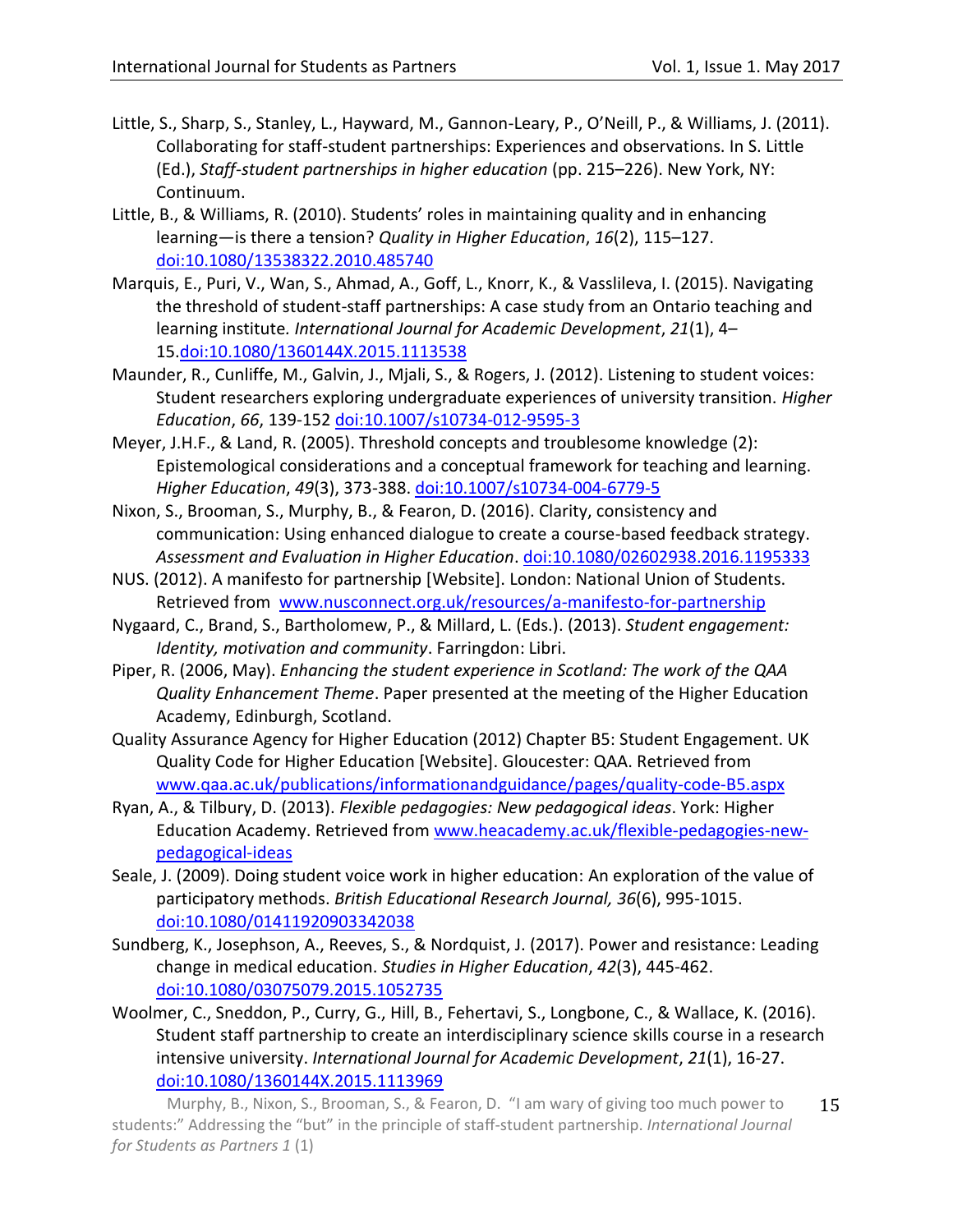Little, S., Sharp, S., Stanley, L., Hayward, M., Gannon-Leary, P., O'Neill, P., & Williams, J. (2011). Collaborating for staff-student partnerships: Experiences and observations. In S. Little (Ed.), *Staff-student partnerships in higher education* (pp. 215–226). New York, NY: Continuum.

Little, B., & Williams, R. (2010). Students' roles in maintaining quality and in enhancing learning—is there a tension? *Quality in Higher Education*, *16*(2), 115–127. doi:10.1080/13538322.2010.485740

Marquis, E., Puri, V., Wan, S., Ahmad, A., Goff, L., Knorr, K., & Vasslileva, I. (2015). Navigating the threshold of student-staff partnerships: A case study from an Ontario teaching and learning institute. *International Journal for Academic Development*, *21*(1), 4–15.doi:10.1080/1360144X.2015.1113538

Maunder, R., Cunliffe, M., Galvin, J., Mjali, S., & Rogers, J. (2012). Listening to student voices: Student researchers exploring undergraduate experiences of university transition. *Higher Education*, *66*, 139-152 doi:10.1007/s10734-012-9595-3

Meyer, J.H.F., & Land, R. (2005). Threshold concepts and troublesome knowledge (2): Epistemological considerations and a conceptual framework for teaching and learning. *Higher Education*, *49*(3), 373-388. doi:10.1007/s10734-004-6779-5

Nixon, S., Brooman, S., Murphy, B., & Fearon, D. (2016). Clarity, consistency and communication: Using enhanced dialogue to create a course-based feedback strategy. *Assessment and Evaluation in Higher Education*. doi:10.1080/02602938.2016.1195333

NUS. (2012). A manifesto for partnership [Website]. London: National Union of Students. Retrieved from www.nusconnect.org.uk/resources/a-manifesto-for-partnership

Nygaard, C., Brand, S., Bartholomew, P., & Millard, L. (Eds.). (2013). *Student engagement: Identity, motivation and community*. Farringdon: Libri.

Piper, R. (2006, May). *Enhancing the student experience in Scotland: The work of the QAA Quality Enhancement Theme*. Paper presented at the meeting of the Higher Education Academy, Edinburgh, Scotland.

Quality Assurance Agency for Higher Education (2012) Chapter B5: Student Engagement. UK Quality Code for Higher Education [Website]. Gloucester: QAA. Retrieved from www.qaa.ac.uk/publications/informationandguidance/pages/quality-code-B5.aspx

Ryan, A., & Tilbury, D. (2013). *Flexible pedagogies: New pedagogical ideas*. York: Higher Education Academy. Retrieved from www.heacademy.ac.uk/flexible-pedagogies-new-pedagogical-ideas

Seale, J. (2009). Doing student voice work in higher education: An exploration of the value of participatory methods. *British Educational Research Journal, 36*(6), 995-1015. doi:10.1080/01411920903342038

Sundberg, K., Josephson, A., Reeves, S., & Nordquist, J. (2017). Power and resistance: Leading change in medical education. *Studies in Higher Education*, *42*(3), 445-462. doi:10.1080/03075079.2015.1052735

Woolmer, C., Sneddon, P., Curry, G., Hill, B., Fehertavi, S., Longbone, C., & Wallace, K. (2016). Student staff partnership to create an interdisciplinary science skills course in a research intensive university. *International Journal for Academic Development*, *21*(1), 16-27. doi:10.1080/1360144X.2015.1113969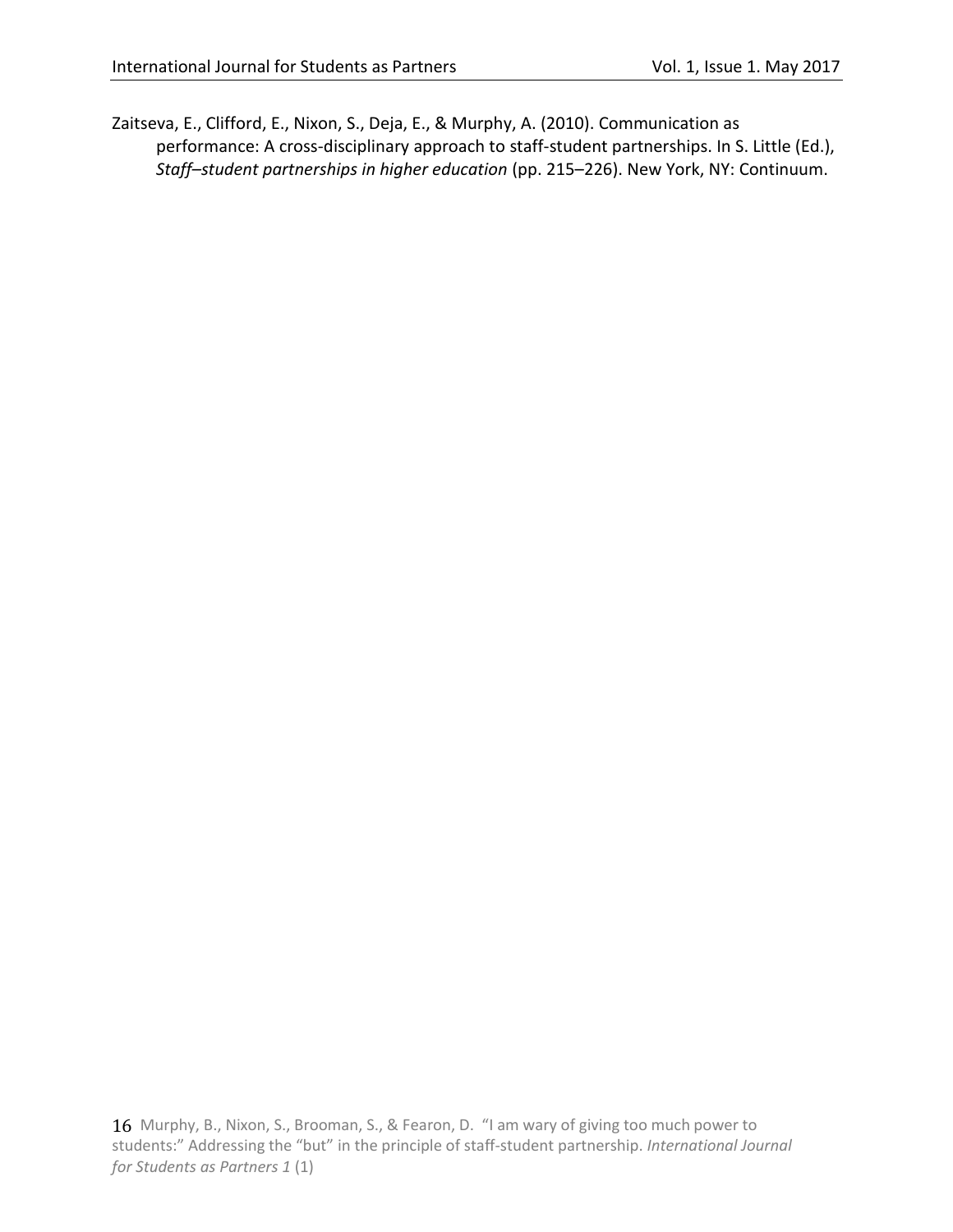Zaitseva, E., Clifford, E., Nixon, S., Deja, E., & Murphy, A. (2010). Communication as performance: A cross-disciplinary approach to staff-student partnerships. In S. Little (Ed.), *Staff–student partnerships in higher education* (pp. 215–226). New York, NY: Continuum.